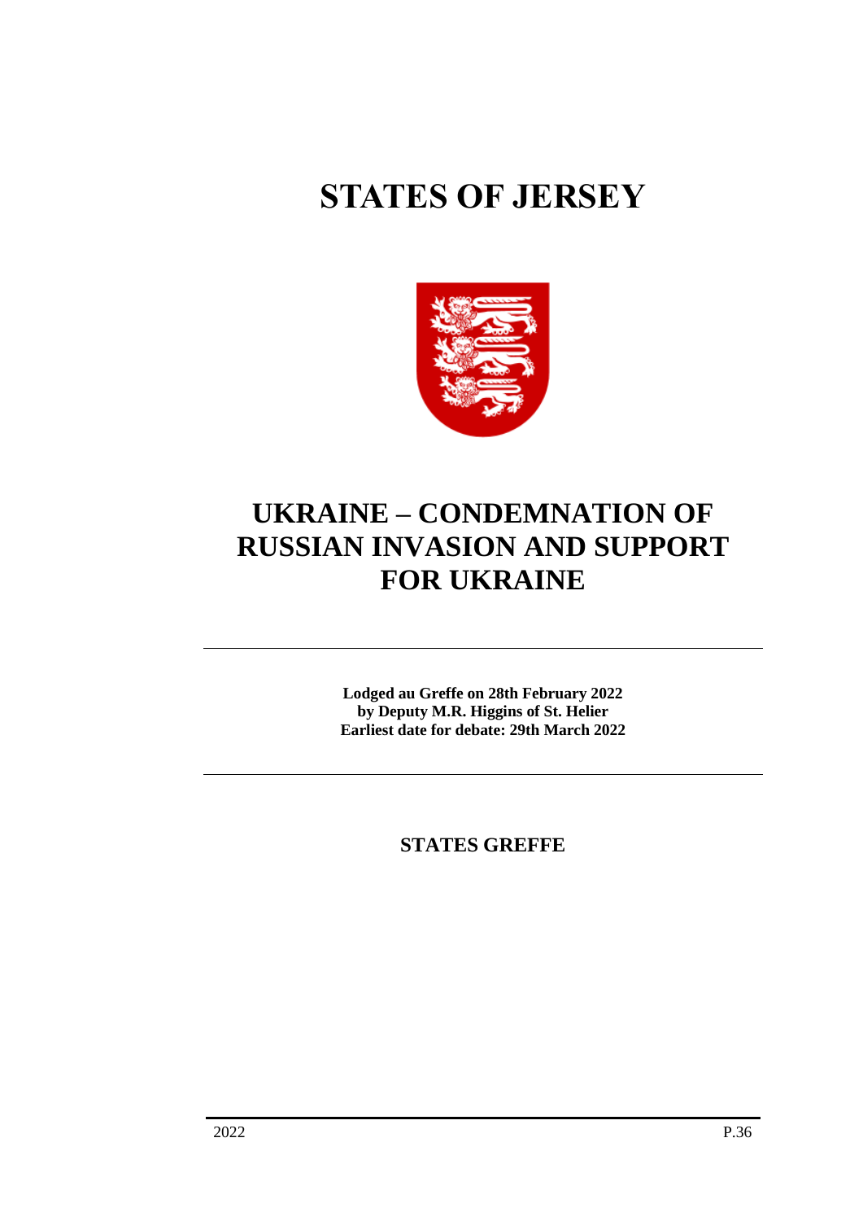# STATES OF JERSEY

## UKRAINE – CONDEMNATION OF RUSSIAN INVASION AND SUPPORT FOR UKRAINE

---

**Lodged au Greffe on 28th February 2022**
**by Deputy M.R. Higgins of St. Helier**
**Earliest date for debate: 29th March 2022**

---

**STATES GREFFE**

2022 P.36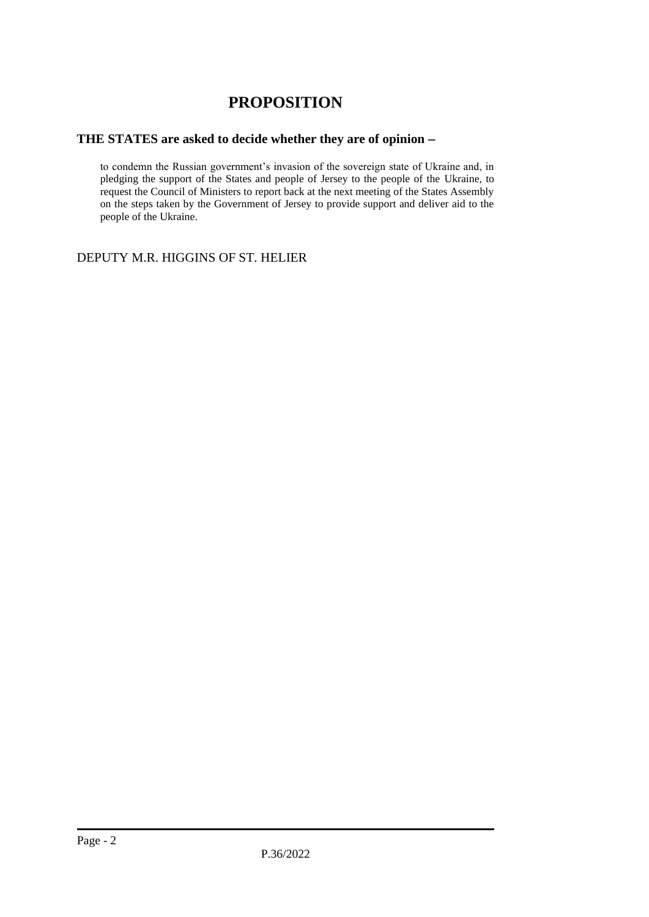# PROPOSITION

## THE STATES are asked to decide whether they are of opinion −

to condemn the Russian government's invasion of the sovereign state of Ukraine and, in pledging the support of the States and people of Jersey to the people of the Ukraine, to request the Council of Ministers to report back at the next meeting of the States Assembly on the steps taken by the Government of Jersey to provide support and deliver aid to the people of the Ukraine.

DEPUTY M.R. HIGGINS OF ST. HELIER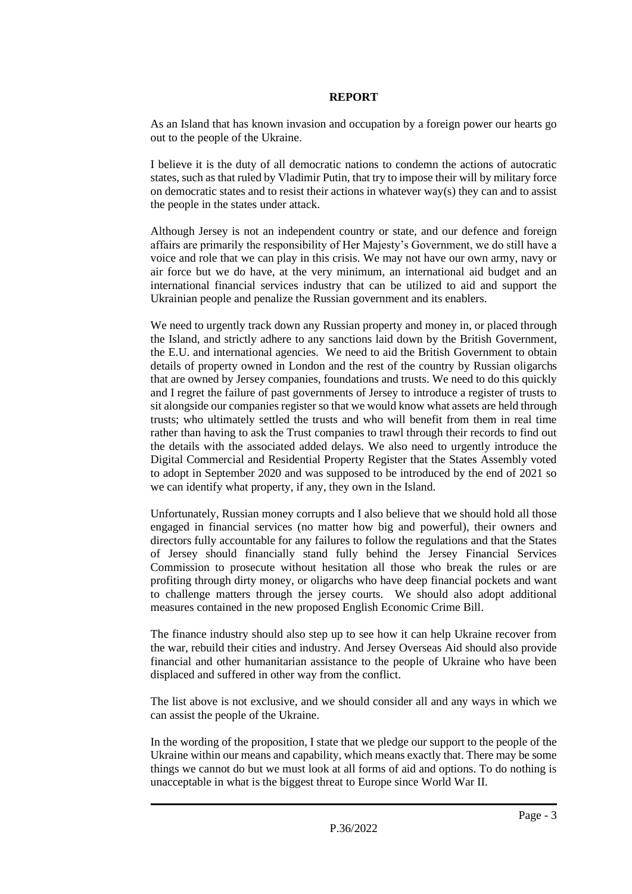**REPORT**

As an Island that has known invasion and occupation by a foreign power our hearts go out to the people of the Ukraine.

I believe it is the duty of all democratic nations to condemn the actions of autocratic states, such as that ruled by Vladimir Putin, that try to impose their will by military force on democratic states and to resist their actions in whatever way(s) they can and to assist the people in the states under attack.

Although Jersey is not an independent country or state, and our defence and foreign affairs are primarily the responsibility of Her Majesty's Government, we do still have a voice and role that we can play in this crisis. We may not have our own army, navy or air force but we do have, at the very minimum, an international aid budget and an international financial services industry that can be utilized to aid and support the Ukrainian people and penalize the Russian government and its enablers.

We need to urgently track down any Russian property and money in, or placed through the Island, and strictly adhere to any sanctions laid down by the British Government, the E.U. and international agencies. We need to aid the British Government to obtain details of property owned in London and the rest of the country by Russian oligarchs that are owned by Jersey companies, foundations and trusts. We need to do this quickly and I regret the failure of past governments of Jersey to introduce a register of trusts to sit alongside our companies register so that we would know what assets are held through trusts; who ultimately settled the trusts and who will benefit from them in real time rather than having to ask the Trust companies to trawl through their records to find out the details with the associated added delays. We also need to urgently introduce the Digital Commercial and Residential Property Register that the States Assembly voted to adopt in September 2020 and was supposed to be introduced by the end of 2021 so we can identify what property, if any, they own in the Island.

Unfortunately, Russian money corrupts and I also believe that we should hold all those engaged in financial services (no matter how big and powerful), their owners and directors fully accountable for any failures to follow the regulations and that the States of Jersey should financially stand fully behind the Jersey Financial Services Commission to prosecute without hesitation all those who break the rules or are profiting through dirty money, or oligarchs who have deep financial pockets and want to challenge matters through the jersey courts. We should also adopt additional measures contained in the new proposed English Economic Crime Bill.

The finance industry should also step up to see how it can help Ukraine recover from the war, rebuild their cities and industry. And Jersey Overseas Aid should also provide financial and other humanitarian assistance to the people of Ukraine who have been displaced and suffered in other way from the conflict.

The list above is not exclusive, and we should consider all and any ways in which we can assist the people of the Ukraine.

In the wording of the proposition, I state that we pledge our support to the people of the Ukraine within our means and capability, which means exactly that. There may be some things we cannot do but we must look at all forms of aid and options. To do nothing is unacceptable in what is the biggest threat to Europe since World War II.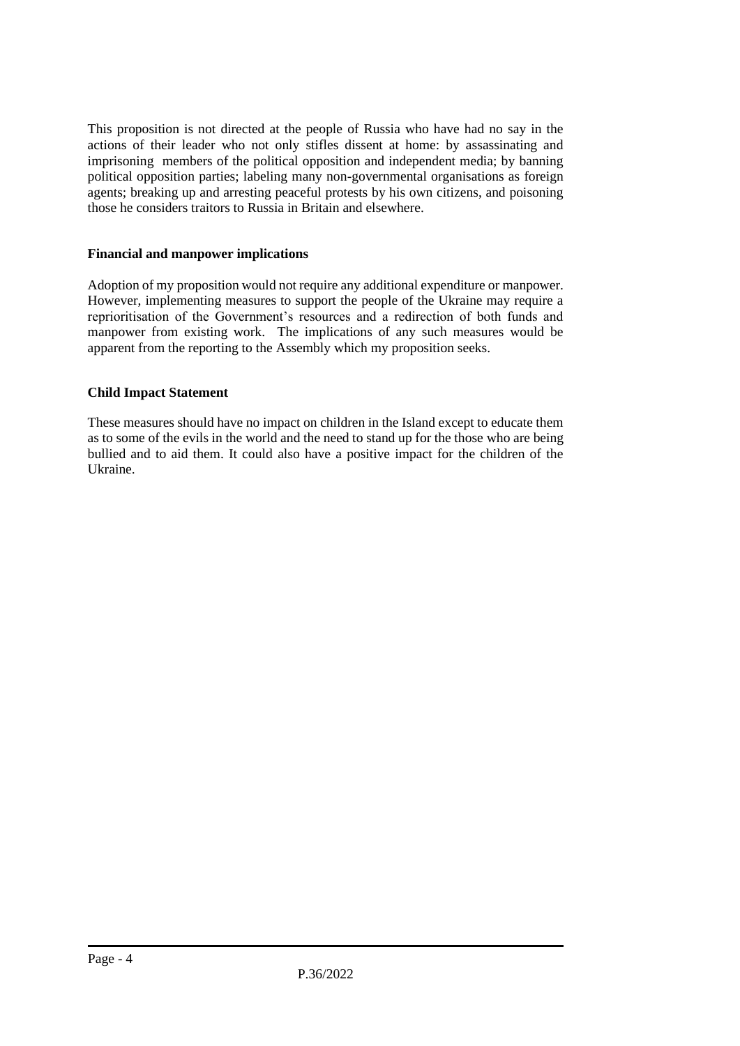This proposition is not directed at the people of Russia who have had no say in the actions of their leader who not only stifles dissent at home: by assassinating and imprisoning members of the political opposition and independent media; by banning political opposition parties; labeling many non-governmental organisations as foreign agents; breaking up and arresting peaceful protests by his own citizens, and poisoning those he considers traitors to Russia in Britain and elsewhere.

**Financial and manpower implications**

Adoption of my proposition would not require any additional expenditure or manpower. However, implementing measures to support the people of the Ukraine may require a reprioritisation of the Government's resources and a redirection of both funds and manpower from existing work. The implications of any such measures would be apparent from the reporting to the Assembly which my proposition seeks.

**Child Impact Statement**

These measures should have no impact on children in the Island except to educate them as to some of the evils in the world and the need to stand up for the those who are being bullied and to aid them. It could also have a positive impact for the children of the Ukraine.